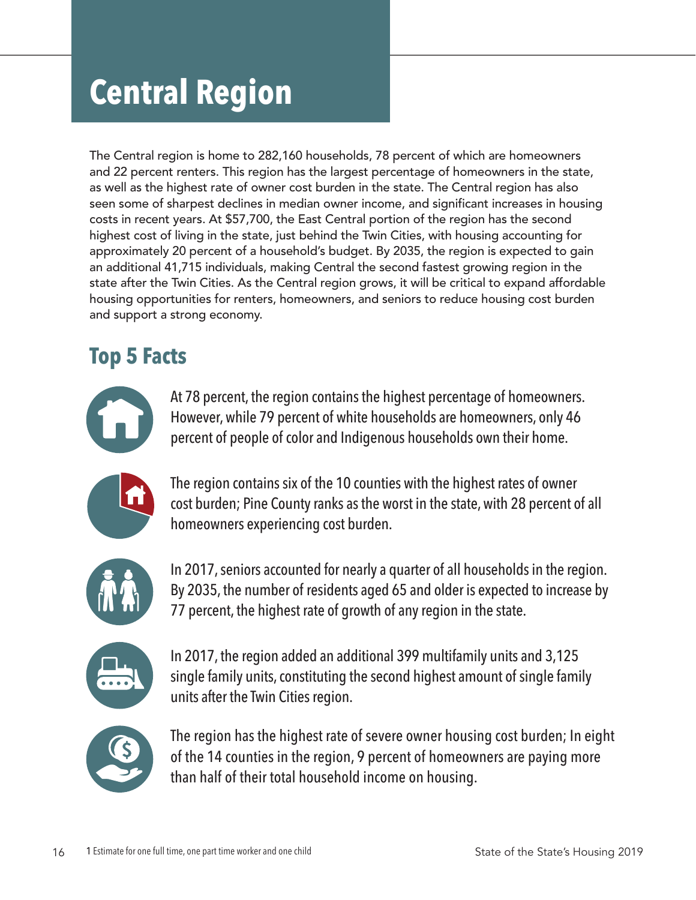# Central Region

The Central region is home to 282,160 households, 78 percent of which are homeowners and 22 percent renters. This region has the largest percentage of homeowners in the state, as well as the highest rate of owner cost burden in the state. The Central region has also seen some of sharpest declines in median owner income, and significant increases in housing costs in recent years. At $57,700, the East Central portion of the region has the second highest cost of living in the state, just behind the Twin Cities, with housing accounting for approximately 20 percent of a household's budget. By 2035, the region is expected to gain an additional 41,715 individuals, making Central the second fastest growing region in the state after the Twin Cities. As the Central region grows, it will be critical to expand affordable housing opportunities for renters, homeowners, and seniors to reduce housing cost burden and support a strong economy.

## Top 5 Facts

At 78 percent, the region contains the highest percentage of homeowners. However, while 79 percent of white households are homeowners, only 46 percent of people of color and Indigenous households own their home.

The region contains six of the 10 counties with the highest rates of owner cost burden; Pine County ranks as the worst in the state, with 28 percent of all homeowners experiencing cost burden.

In 2017, seniors accounted for nearly a quarter of all households in the region. By 2035, the number of residents aged 65 and older is expected to increase by 77 percent, the highest rate of growth of any region in the state.

In 2017, the region added an additional 399 multifamily units and 3,125 single family units, constituting the second highest amount of single family units after the Twin Cities region.

The region has the highest rate of severe owner housing cost burden; In eight of the 14 counties in the region, 9 percent of homeowners are paying more than half of their total household income on housing.

1 Estimate for one full time, one part time worker and one child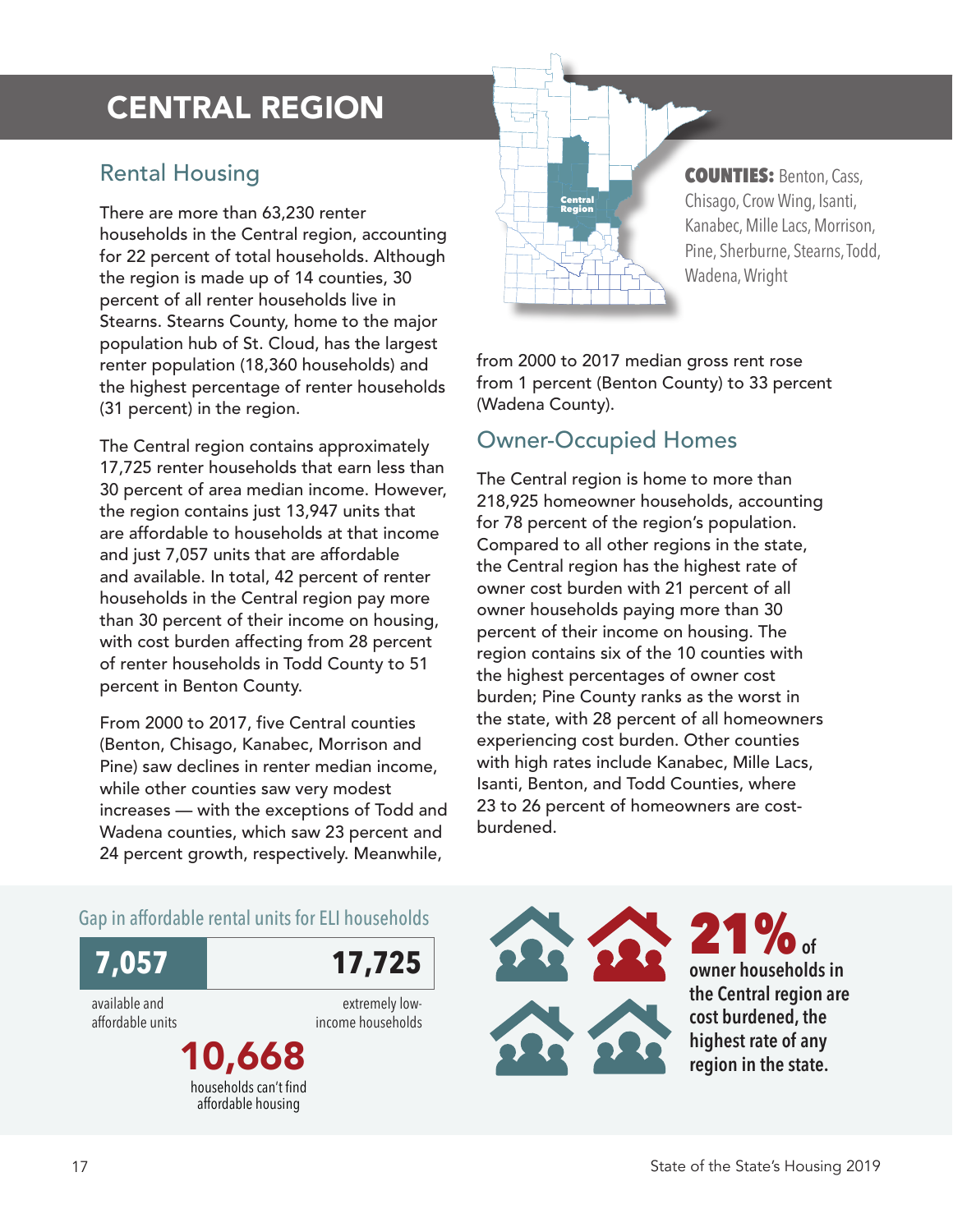# CENTRAL REGION

**COUNTIES:** Benton, Cass, Chisago, Crow Wing, Isanti, Kanabec, Mille Lacs, Morrison, Pine, Sherburne, Stearns, Todd, Wadena, Wright

## Rental Housing

There are more than 63,230 renter households in the Central region, accounting for 22 percent of total households. Although the region is made up of 14 counties, 30 percent of all renter households live in Stearns. Stearns County, home to the major population hub of St. Cloud, has the largest renter population (18,360 households) and the highest percentage of renter households (31 percent) in the region.

The Central region contains approximately 17,725 renter households that earn less than 30 percent of area median income. However, the region contains just 13,947 units that are affordable to households at that income and just 7,057 units that are affordable and available. In total, 42 percent of renter households in the Central region pay more than 30 percent of their income on housing, with cost burden affecting from 28 percent of renter households in Todd County to 51 percent in Benton County.

From 2000 to 2017, five Central counties (Benton, Chisago, Kanabec, Morrison and Pine) saw declines in renter median income, while other counties saw very modest increases — with the exceptions of Todd and Wadena counties, which saw 23 percent and 24 percent growth, respectively. Meanwhile, from 2000 to 2017 median gross rent rose from 1 percent (Benton County) to 33 percent (Wadena County).

## Owner-Occupied Homes

The Central region is home to more than 218,925 homeowner households, accounting for 78 percent of the region's population. Compared to all other regions in the state, the Central region has the highest rate of owner cost burden with 21 percent of all owner households paying more than 30 percent of their income on housing. The region contains six of the 10 counties with the highest percentages of owner cost burden; Pine County ranks as the worst in the state, with 28 percent of all homeowners experiencing cost burden. Other counties with high rates include Kanabec, Mille Lacs, Isanti, Benton, and Todd Counties, where 23 to 26 percent of homeowners are cost-burdened.

### Gap in affordable rental units for ELI households

**7,057** available and affordable units

**17,725** extremely low-income households

**10,668** households can't find affordable housing

**21%** of owner households in the Central region are cost burdened, the highest rate of any region in the state.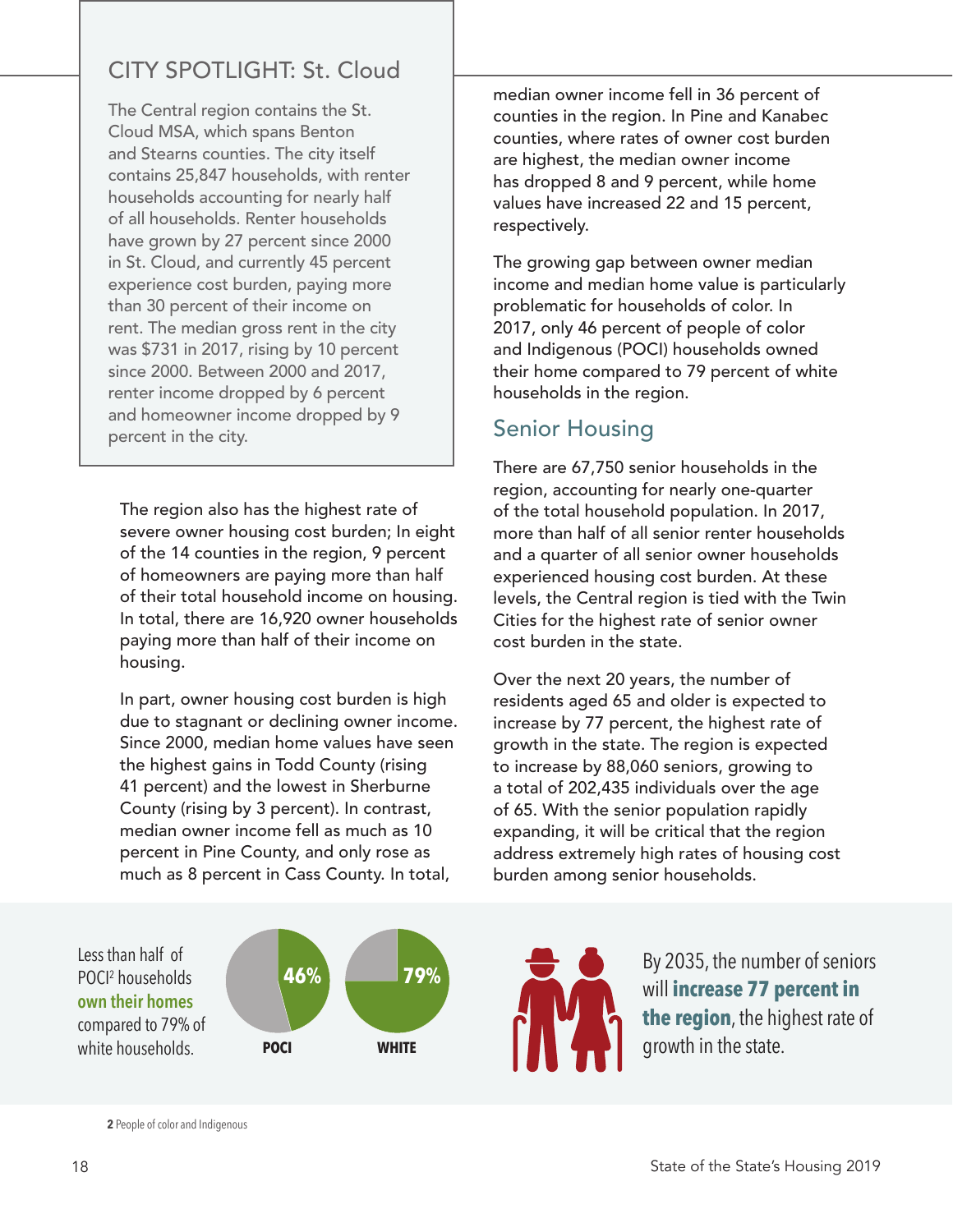## CITY SPOTLIGHT: St. Cloud

The Central region contains the St. Cloud MSA, which spans Benton and Stearns counties. The city itself contains 25,847 households, with renter households accounting for nearly half of all households. Renter households have grown by 27 percent since 2000 in St. Cloud, and currently 45 percent experience cost burden, paying more than 30 percent of their income on rent. The median gross rent in the city was $731 in 2017, rising by 10 percent since 2000. Between 2000 and 2017, renter income dropped by 6 percent and homeowner income dropped by 9 percent in the city.

The region also has the highest rate of severe owner housing cost burden; In eight of the 14 counties in the region, 9 percent of homeowners are paying more than half of their total household income on housing. In total, there are 16,920 owner households paying more than half of their income on housing.

In part, owner housing cost burden is high due to stagnant or declining owner income. Since 2000, median home values have seen the highest gains in Todd County (rising 41 percent) and the lowest in Sherburne County (rising by 3 percent). In contrast, median owner income fell as much as 10 percent in Pine County, and only rose as much as 8 percent in Cass County. In total, median owner income fell in 36 percent of counties in the region. In Pine and Kanabec counties, where rates of owner cost burden are highest, the median owner income has dropped 8 and 9 percent, while home values have increased 22 and 15 percent, respectively.

The growing gap between owner median income and median home value is particularly problematic for households of color. In 2017, only 46 percent of people of color and Indigenous (POCI) households owned their home compared to 79 percent of white households in the region.

## Senior Housing

There are 67,750 senior households in the region, accounting for nearly one-quarter of the total household population. In 2017, more than half of all senior renter households and a quarter of all senior owner households experienced housing cost burden. At these levels, the Central region is tied with the Twin Cities for the highest rate of senior owner cost burden in the state.

Over the next 20 years, the number of residents aged 65 and older is expected to increase by 77 percent, the highest rate of growth in the state. The region is expected to increase by 88,060 seniors, growing to a total of 202,435 individuals over the age of 65. With the senior population rapidly expanding, it will be critical that the region address extremely high rates of housing cost burden among senior households.

Less than half of POCI[2] households **own their homes** compared to 79% of white households.

46% POCI

79% WHITE

By 2035, the number of seniors will **increase 77 percent in the region**, the highest rate of growth in the state.

**2** People of color and Indigenous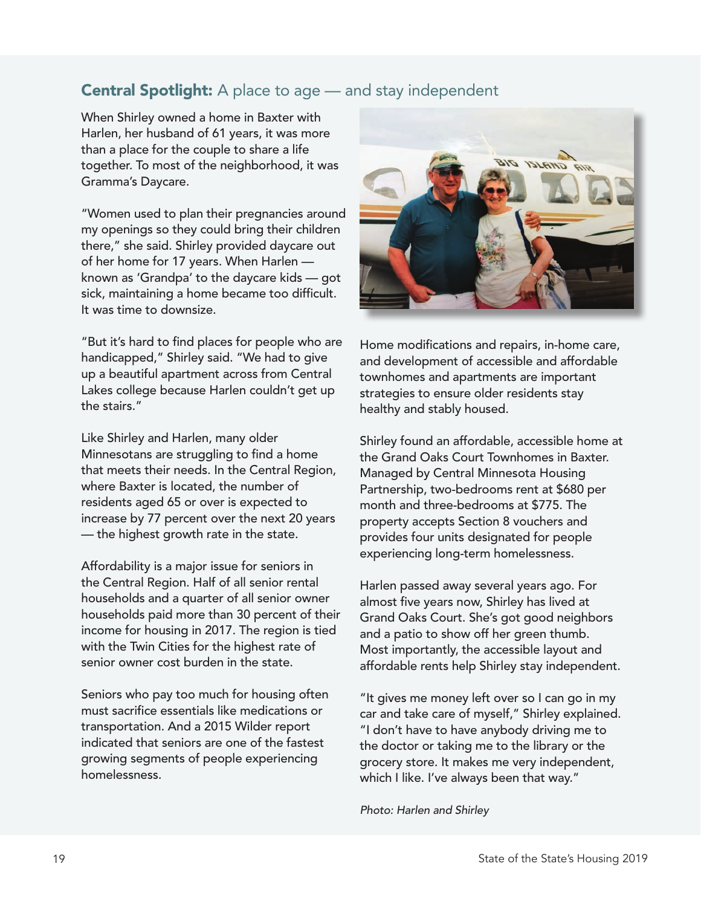## **Central Spotlight:** A place to age — and stay independent

When Shirley owned a home in Baxter with Harlen, her husband of 61 years, it was more than a place for the couple to share a life together. To most of the neighborhood, it was Gramma's Daycare.

"Women used to plan their pregnancies around my openings so they could bring their children there," she said. Shirley provided daycare out of her home for 17 years. When Harlen — known as 'Grandpa' to the daycare kids — got sick, maintaining a home became too difficult. It was time to downsize.

"But it's hard to find places for people who are handicapped," Shirley said. "We had to give up a beautiful apartment across from Central Lakes college because Harlen couldn't get up the stairs."

Like Shirley and Harlen, many older Minnesotans are struggling to find a home that meets their needs. In the Central Region, where Baxter is located, the number of residents aged 65 or over is expected to increase by 77 percent over the next 20 years — the highest growth rate in the state.

Affordability is a major issue for seniors in the Central Region. Half of all senior rental households and a quarter of all senior owner households paid more than 30 percent of their income for housing in 2017. The region is tied with the Twin Cities for the highest rate of senior owner cost burden in the state.

Seniors who pay too much for housing often must sacrifice essentials like medications or transportation. And a 2015 Wilder report indicated that seniors are one of the fastest growing segments of people experiencing homelessness.

Home modifications and repairs, in-home care, and development of accessible and affordable townhomes and apartments are important strategies to ensure older residents stay healthy and stably housed.

Shirley found an affordable, accessible home at the Grand Oaks Court Townhomes in Baxter. Managed by Central Minnesota Housing Partnership, two-bedrooms rent at $680 per month and three-bedrooms at $775. The property accepts Section 8 vouchers and provides four units designated for people experiencing long-term homelessness.

Harlen passed away several years ago. For almost five years now, Shirley has lived at Grand Oaks Court. She's got good neighbors and a patio to show off her green thumb. Most importantly, the accessible layout and affordable rents help Shirley stay independent.

"It gives me money left over so I can go in my car and take care of myself," Shirley explained. "I don't have to have anybody driving me to the doctor or taking me to the library or the grocery store. It makes me very independent, which I like. I've always been that way."

*Photo: Harlen and Shirley*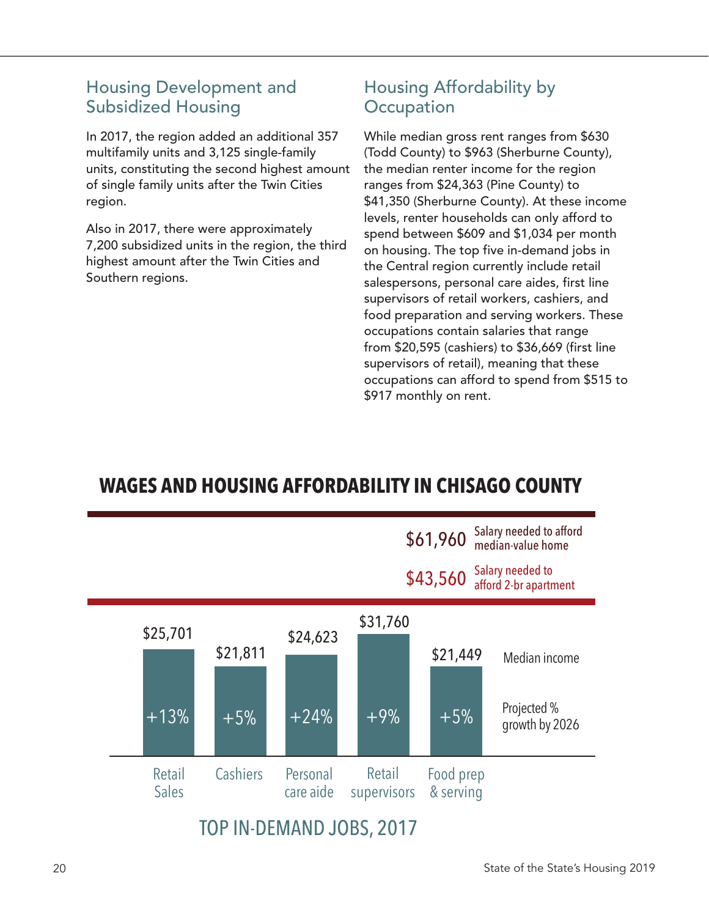## Housing Development and Subsidized Housing

In 2017, the region added an additional 357 multifamily units and 3,125 single-family units, constituting the second highest amount of single family units after the Twin Cities region.

Also in 2017, there were approximately 7,200 subsidized units in the region, the third highest amount after the Twin Cities and Southern regions.

## Housing Affordability by Occupation

While median gross rent ranges from $630 (Todd County) to $963 (Sherburne County), the median renter income for the region ranges from $24,363 (Pine County) to $41,350 (Sherburne County). At these income levels, renter households can only afford to spend between $609 and $1,034 per month on housing. The top five in-demand jobs in the Central region currently include retail salespersons, personal care aides, first line supervisors of retail workers, cashiers, and food preparation and serving workers. These occupations contain salaries that range from $20,595 (cashiers) to $36,669 (first line supervisors of retail), meaning that these occupations can afford to spend from $515 to $917 monthly on rent.

## WAGES AND HOUSING AFFORDABILITY IN CHISAGO COUNTY

$61,960 Salary needed to afford median-value home

$43,560 Salary needed to afford 2-br apartment

Median income

Projected % growth by 2026

Retail Sales: $25,701, +13%

Cashiers: $21,811, +5%

Personal care aide: $24,623, +24%

Retail supervisors: $31,760, +9%

Food prep & serving: $21,449, +5%

TOP IN-DEMAND JOBS, 2017